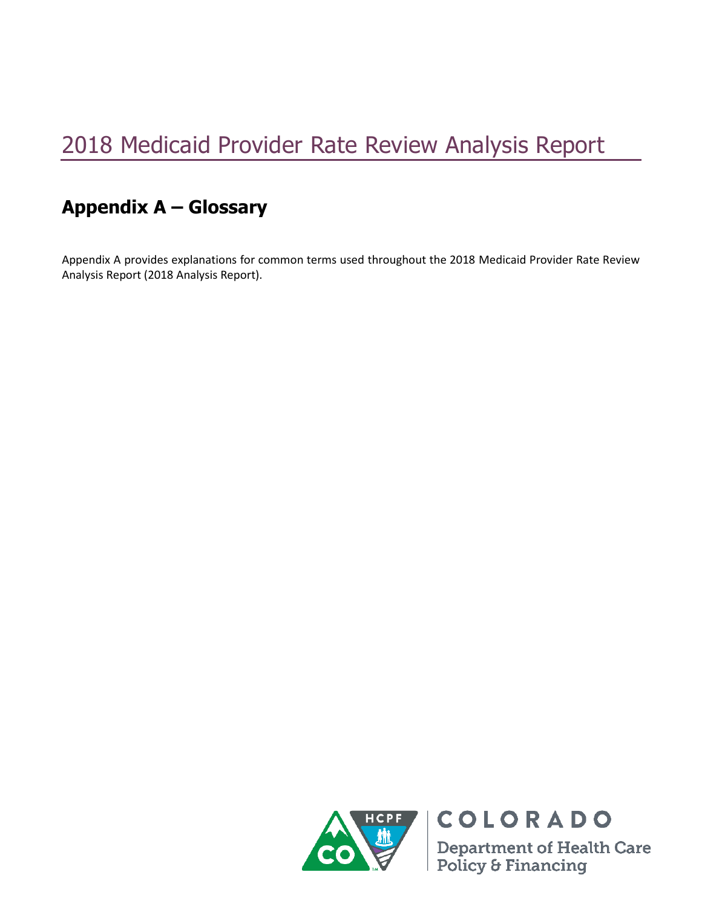# 2018 Medicaid Provider Rate Review Analysis Report

## Appendix A – Glossary

Appendix A provides explanations for common terms used throughout the 2018 Medicaid Provider Rate Review Analysis Report (2018 Analysis Report).

COLORADO

Department of Health Care Policy & Financing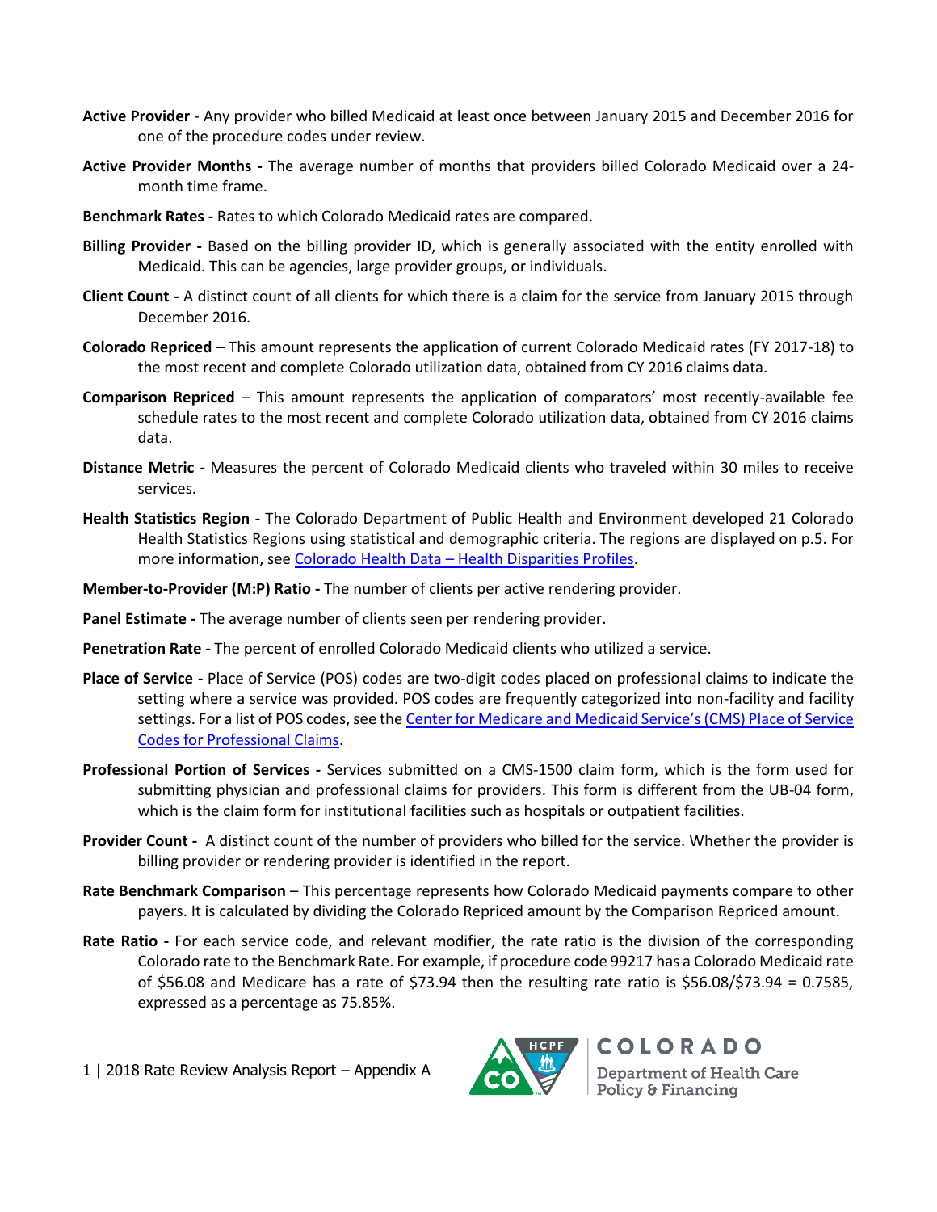**Active Provider** - Any provider who billed Medicaid at least once between January 2015 and December 2016 for one of the procedure codes under review.

**Active Provider Months -** The average number of months that providers billed Colorado Medicaid over a 24-month time frame.

**Benchmark Rates -** Rates to which Colorado Medicaid rates are compared.

**Billing Provider -** Based on the billing provider ID, which is generally associated with the entity enrolled with Medicaid. This can be agencies, large provider groups, or individuals.

**Client Count -** A distinct count of all clients for which there is a claim for the service from January 2015 through December 2016.

**Colorado Repriced** – This amount represents the application of current Colorado Medicaid rates (FY 2017-18) to the most recent and complete Colorado utilization data, obtained from CY 2016 claims data.

**Comparison Repriced** – This amount represents the application of comparators' most recently-available fee schedule rates to the most recent and complete Colorado utilization data, obtained from CY 2016 claims data.

**Distance Metric -** Measures the percent of Colorado Medicaid clients who traveled within 30 miles to receive services.

**Health Statistics Region -** The Colorado Department of Public Health and Environment developed 21 Colorado Health Statistics Regions using statistical and demographic criteria. The regions are displayed on p.5. For more information, see Colorado Health Data – Health Disparities Profiles.

**Member-to-Provider (M:P) Ratio -** The number of clients per active rendering provider.

**Panel Estimate -** The average number of clients seen per rendering provider.

**Penetration Rate -** The percent of enrolled Colorado Medicaid clients who utilized a service.

**Place of Service -** Place of Service (POS) codes are two-digit codes placed on professional claims to indicate the setting where a service was provided. POS codes are frequently categorized into non-facility and facility settings. For a list of POS codes, see the Center for Medicare and Medicaid Service's (CMS) Place of Service Codes for Professional Claims.

**Professional Portion of Services -** Services submitted on a CMS-1500 claim form, which is the form used for submitting physician and professional claims for providers. This form is different from the UB-04 form, which is the claim form for institutional facilities such as hospitals or outpatient facilities.

**Provider Count -** A distinct count of the number of providers who billed for the service. Whether the provider is billing provider or rendering provider is identified in the report.

**Rate Benchmark Comparison** – This percentage represents how Colorado Medicaid payments compare to other payers. It is calculated by dividing the Colorado Repriced amount by the Comparison Repriced amount.

**Rate Ratio -** For each service code, and relevant modifier, the rate ratio is the division of the corresponding Colorado rate to the Benchmark Rate. For example, if procedure code 99217 has a Colorado Medicaid rate of $56.08 and Medicare has a rate of $73.94 then the resulting rate ratio is $56.08/$73.94 = 0.7585, expressed as a percentage as 75.85%.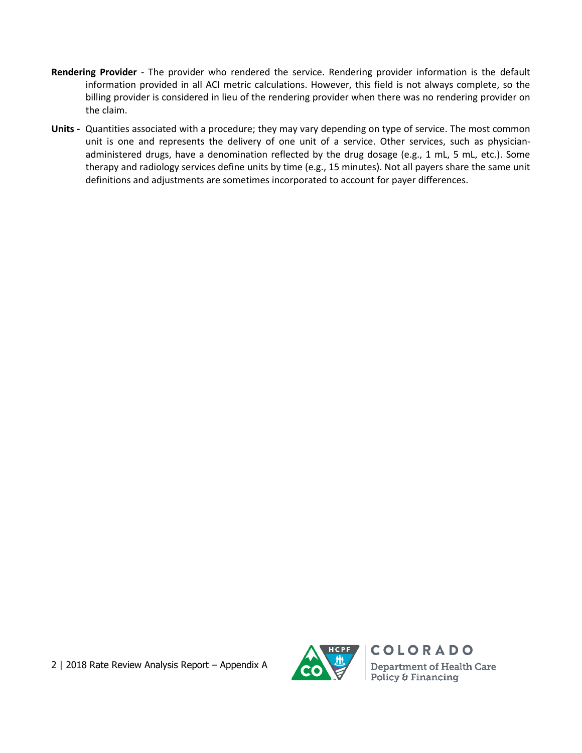**Rendering Provider** - The provider who rendered the service. Rendering provider information is the default information provided in all ACI metric calculations. However, this field is not always complete, so the billing provider is considered in lieu of the rendering provider when there was no rendering provider on the claim.

**Units -** Quantities associated with a procedure; they may vary depending on type of service. The most common unit is one and represents the delivery of one unit of a service. Other services, such as physician-administered drugs, have a denomination reflected by the drug dosage (e.g., 1 mL, 5 mL, etc.). Some therapy and radiology services define units by time (e.g., 15 minutes). Not all payers share the same unit definitions and adjustments are sometimes incorporated to account for payer differences.